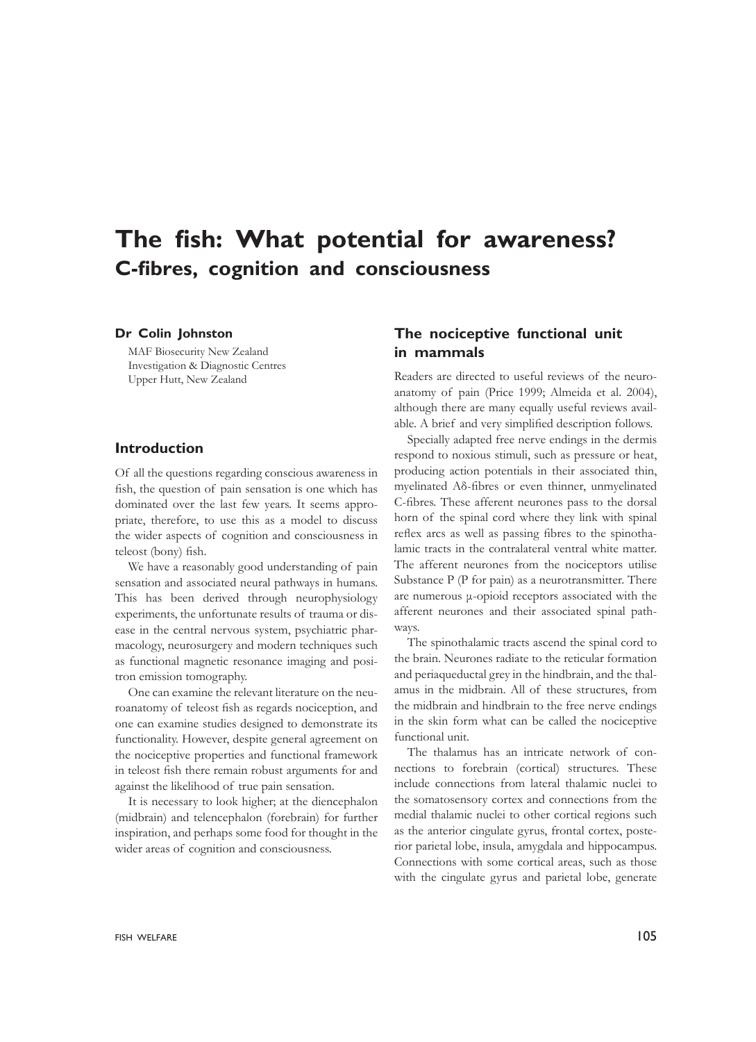# The fish: What potential for awareness?

## C-fibres, cognition and consciousness

**Dr Colin Johnston**

MAF Biosecurity New Zealand
Investigation & Diagnostic Centres
Upper Hutt, New Zealand

### Introduction

Of all the questions regarding conscious awareness in fish, the question of pain sensation is one which has dominated over the last few years. It seems appropriate, therefore, to use this as a model to discuss the wider aspects of cognition and consciousness in teleost (bony) fish.

We have a reasonably good understanding of pain sensation and associated neural pathways in humans. This has been derived through neurophysiology experiments, the unfortunate results of trauma or disease in the central nervous system, psychiatric pharmacology, neurosurgery and modern techniques such as functional magnetic resonance imaging and positron emission tomography.

One can examine the relevant literature on the neuroanatomy of teleost fish as regards nociception, and one can examine studies designed to demonstrate its functionality. However, despite general agreement on the nociceptive properties and functional framework in teleost fish there remain robust arguments for and against the likelihood of true pain sensation.

It is necessary to look higher; at the diencephalon (midbrain) and telencephalon (forebrain) for further inspiration, and perhaps some food for thought in the wider areas of cognition and consciousness.

### The nociceptive functional unit in mammals

Readers are directed to useful reviews of the neuroanatomy of pain (Price 1999; Almeida et al. 2004), although there are many equally useful reviews available. A brief and very simplified description follows.

Specially adapted free nerve endings in the dermis respond to noxious stimuli, such as pressure or heat, producing action potentials in their associated thin, myelinated Aδ-fibres or even thinner, unmyelinated C-fibres. These afferent neurones pass to the dorsal horn of the spinal cord where they link with spinal reflex arcs as well as passing fibres to the spinothalamic tracts in the contralateral ventral white matter. The afferent neurones from the nociceptors utilise Substance P (P for pain) as a neurotransmitter. There are numerous μ-opioid receptors associated with the afferent neurones and their associated spinal pathways.

The spinothalamic tracts ascend the spinal cord to the brain. Neurones radiate to the reticular formation and periaqueductal grey in the hindbrain, and the thalamus in the midbrain. All of these structures, from the midbrain and hindbrain to the free nerve endings in the skin form what can be called the nociceptive functional unit.

The thalamus has an intricate network of connections to forebrain (cortical) structures. These include connections from lateral thalamic nuclei to the somatosensory cortex and connections from the medial thalamic nuclei to other cortical regions such as the anterior cingulate gyrus, frontal cortex, posterior parietal lobe, insula, amygdala and hippocampus. Connections with some cortical areas, such as those with the cingulate gyrus and parietal lobe, generate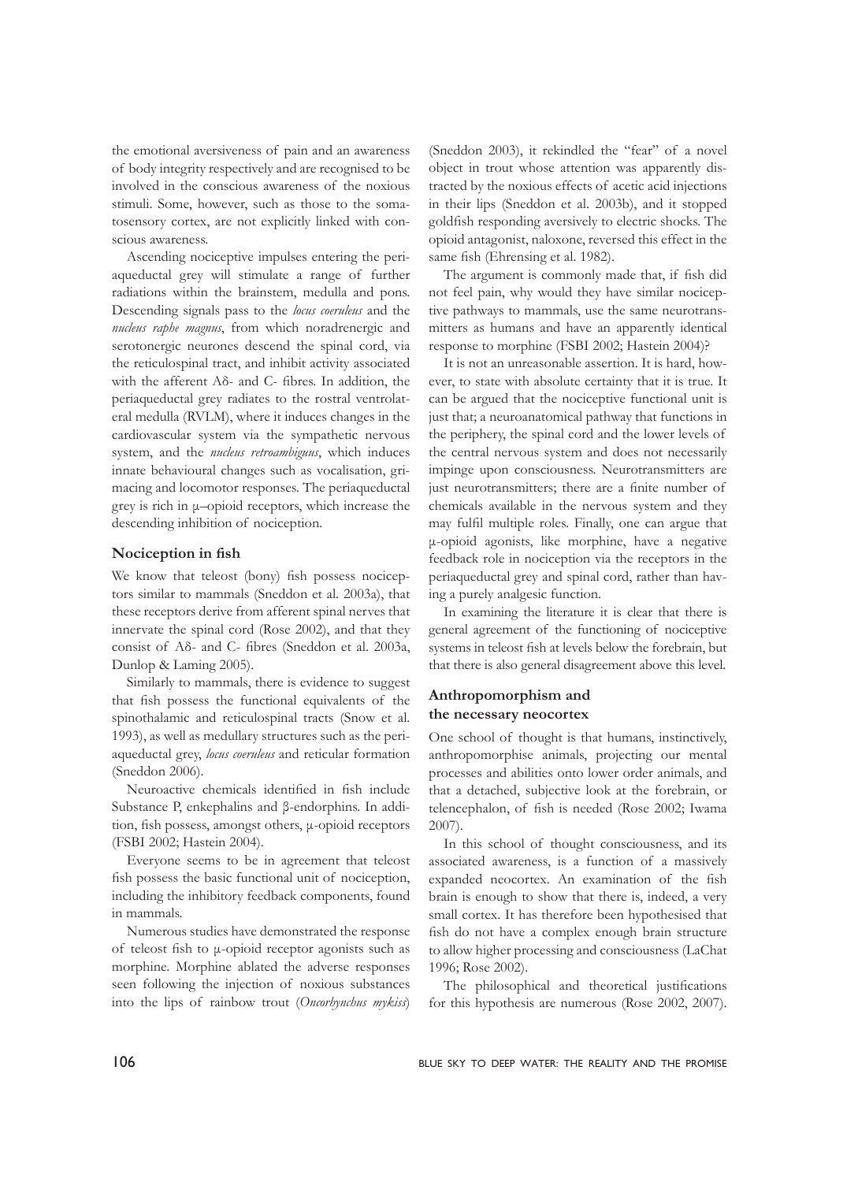the emotional aversiveness of pain and an awareness of body integrity respectively and are recognised to be involved in the conscious awareness of the noxious stimuli. Some, however, such as those to the somatosensory cortex, are not explicitly linked with conscious awareness.

Ascending nociceptive impulses entering the periaqueductal grey will stimulate a range of further radiations within the brainstem, medulla and pons. Descending signals pass to the *locus coeruleus* and the *nucleus raphe magnus*, from which noradrenergic and serotonergic neurones descend the spinal cord, via the reticulospinal tract, and inhibit activity associated with the afferent Aδ- and C- fibres. In addition, the periaqueductal grey radiates to the rostral ventrolateral medulla (RVLM), where it induces changes in the cardiovascular system via the sympathetic nervous system, and the *nucleus retroambiguus*, which induces innate behavioural changes such as vocalisation, grimacing and locomotor responses. The periaqueductal grey is rich in μ–opioid receptors, which increase the descending inhibition of nociception.

## Nociception in fish

We know that teleost (bony) fish possess nociceptors similar to mammals (Sneddon et al. 2003a), that these receptors derive from afferent spinal nerves that innervate the spinal cord (Rose 2002), and that they consist of Aδ- and C- fibres (Sneddon et al. 2003a, Dunlop & Laming 2005).

Similarly to mammals, there is evidence to suggest that fish possess the functional equivalents of the spinothalamic and reticulospinal tracts (Snow et al. 1993), as well as medullary structures such as the periaqueductal grey, *locus coeruleus* and reticular formation (Sneddon 2006).

Neuroactive chemicals identified in fish include Substance P, enkephalins and β-endorphins. In addition, fish possess, amongst others, μ-opioid receptors (FSBI 2002; Hastein 2004).

Everyone seems to be in agreement that teleost fish possess the basic functional unit of nociception, including the inhibitory feedback components, found in mammals.

Numerous studies have demonstrated the response of teleost fish to μ-opioid receptor agonists such as morphine. Morphine ablated the adverse responses seen following the injection of noxious substances into the lips of rainbow trout (*Oncorhynchus mykiss*) (Sneddon 2003), it rekindled the "fear" of a novel object in trout whose attention was apparently distracted by the noxious effects of acetic acid injections in their lips (Sneddon et al. 2003b), and it stopped goldfish responding aversively to electric shocks. The opioid antagonist, naloxone, reversed this effect in the same fish (Ehrensing et al. 1982).

The argument is commonly made that, if fish did not feel pain, why would they have similar nociceptive pathways to mammals, use the same neurotransmitters as humans and have an apparently identical response to morphine (FSBI 2002; Hastein 2004)?

It is not an unreasonable assertion. It is hard, however, to state with absolute certainty that it is true. It can be argued that the nociceptive functional unit is just that; a neuroanatomical pathway that functions in the periphery, the spinal cord and the lower levels of the central nervous system and does not necessarily impinge upon consciousness. Neurotransmitters are just neurotransmitters; there are a finite number of chemicals available in the nervous system and they may fulfil multiple roles. Finally, one can argue that μ-opioid agonists, like morphine, have a negative feedback role in nociception via the receptors in the periaqueductal grey and spinal cord, rather than having a purely analgesic function.

In examining the literature it is clear that there is general agreement of the functioning of nociceptive systems in teleost fish at levels below the forebrain, but that there is also general disagreement above this level.

## Anthropomorphism and the necessary neocortex

One school of thought is that humans, instinctively, anthropomorphise animals, projecting our mental processes and abilities onto lower order animals, and that a detached, subjective look at the forebrain, or telencephalon, of fish is needed (Rose 2002; Iwama 2007).

In this school of thought consciousness, and its associated awareness, is a function of a massively expanded neocortex. An examination of the fish brain is enough to show that there is, indeed, a very small cortex. It has therefore been hypothesised that fish do not have a complex enough brain structure to allow higher processing and consciousness (LaChat 1996; Rose 2002).

The philosophical and theoretical justifications for this hypothesis are numerous (Rose 2002, 2007).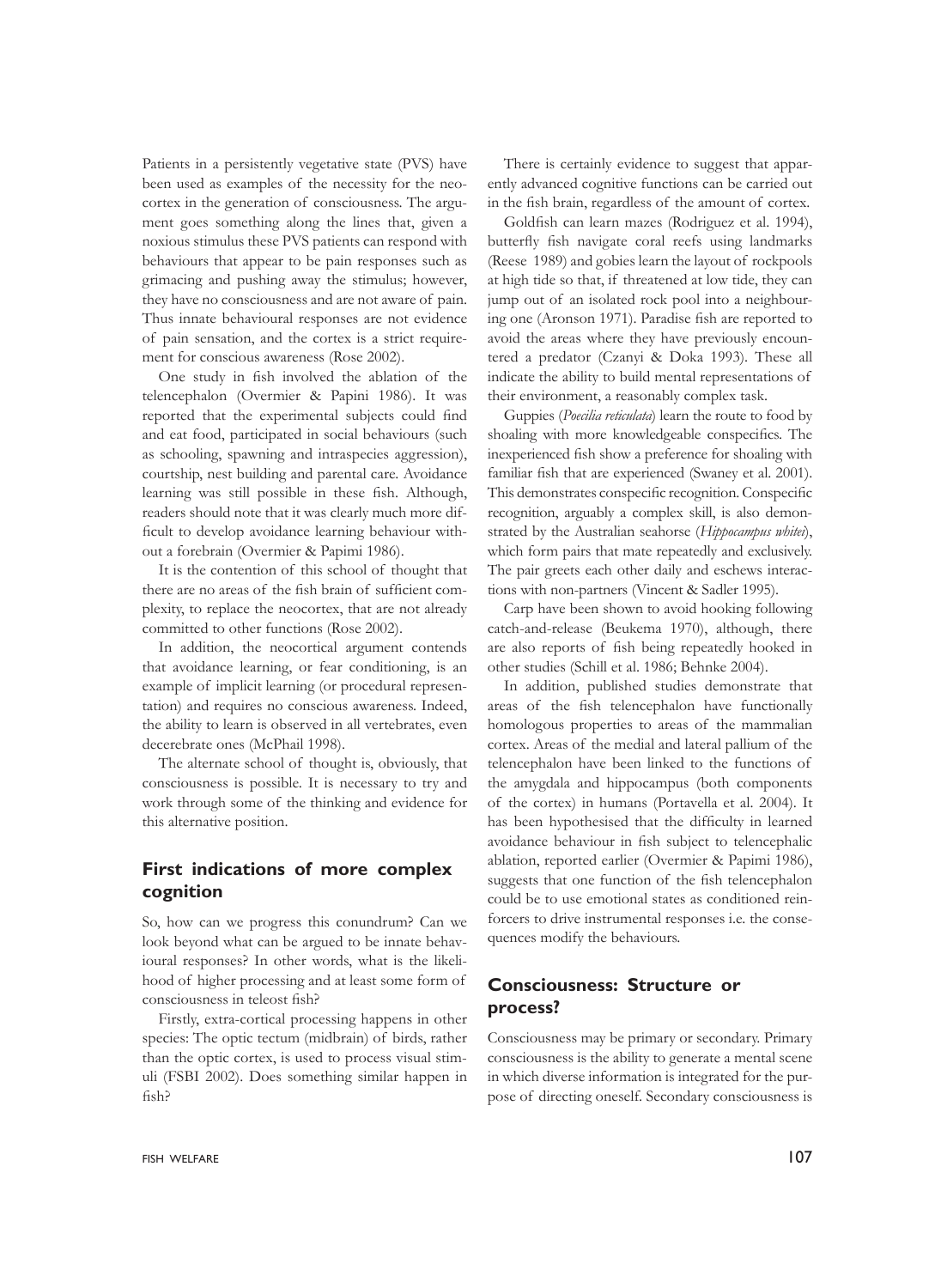Patients in a persistently vegetative state (PVS) have been used as examples of the necessity for the neocortex in the generation of consciousness. The argument goes something along the lines that, given a noxious stimulus these PVS patients can respond with behaviours that appear to be pain responses such as grimacing and pushing away the stimulus; however, they have no consciousness and are not aware of pain. Thus innate behavioural responses are not evidence of pain sensation, and the cortex is a strict requirement for conscious awareness (Rose 2002).

One study in fish involved the ablation of the telencephalon (Overmier & Papini 1986). It was reported that the experimental subjects could find and eat food, participated in social behaviours (such as schooling, spawning and intraspecies aggression), courtship, nest building and parental care. Avoidance learning was still possible in these fish. Although, readers should note that it was clearly much more difficult to develop avoidance learning behaviour without a forebrain (Overmier & Papimi 1986).

It is the contention of this school of thought that there are no areas of the fish brain of sufficient complexity, to replace the neocortex, that are not already committed to other functions (Rose 2002).

In addition, the neocortical argument contends that avoidance learning, or fear conditioning, is an example of implicit learning (or procedural representation) and requires no conscious awareness. Indeed, the ability to learn is observed in all vertebrates, even decerebrate ones (McPhail 1998).

The alternate school of thought is, obviously, that consciousness is possible. It is necessary to try and work through some of the thinking and evidence for this alternative position.

## First indications of more complex cognition

So, how can we progress this conundrum? Can we look beyond what can be argued to be innate behavioural responses? In other words, what is the likelihood of higher processing and at least some form of consciousness in teleost fish?

Firstly, extra-cortical processing happens in other species: The optic tectum (midbrain) of birds, rather than the optic cortex, is used to process visual stimuli (FSBI 2002). Does something similar happen in fish?

There is certainly evidence to suggest that apparently advanced cognitive functions can be carried out in the fish brain, regardless of the amount of cortex.

Goldfish can learn mazes (Rodriguez et al. 1994), butterfly fish navigate coral reefs using landmarks (Reese 1989) and gobies learn the layout of rockpools at high tide so that, if threatened at low tide, they can jump out of an isolated rock pool into a neighbouring one (Aronson 1971). Paradise fish are reported to avoid the areas where they have previously encountered a predator (Czanyi & Doka 1993). These all indicate the ability to build mental representations of their environment, a reasonably complex task.

Guppies (*Poecilia reticulata*) learn the route to food by shoaling with more knowledgeable conspecifics. The inexperienced fish show a preference for shoaling with familiar fish that are experienced (Swaney et al. 2001). This demonstrates conspecific recognition. Conspecific recognition, arguably a complex skill, is also demonstrated by the Australian seahorse (*Hippocampus whitei*), which form pairs that mate repeatedly and exclusively. The pair greets each other daily and eschews interactions with non-partners (Vincent & Sadler 1995).

Carp have been shown to avoid hooking following catch-and-release (Beukema 1970), although, there are also reports of fish being repeatedly hooked in other studies (Schill et al. 1986; Behnke 2004).

In addition, published studies demonstrate that areas of the fish telencephalon have functionally homologous properties to areas of the mammalian cortex. Areas of the medial and lateral pallium of the telencephalon have been linked to the functions of the amygdala and hippocampus (both components of the cortex) in humans (Portavella et al. 2004). It has been hypothesised that the difficulty in learned avoidance behaviour in fish subject to telencephalic ablation, reported earlier (Overmier & Papimi 1986), suggests that one function of the fish telencephalon could be to use emotional states as conditioned reinforcers to drive instrumental responses i.e. the consequences modify the behaviours.

## Consciousness: Structure or process?

Consciousness may be primary or secondary. Primary consciousness is the ability to generate a mental scene in which diverse information is integrated for the purpose of directing oneself. Secondary consciousness is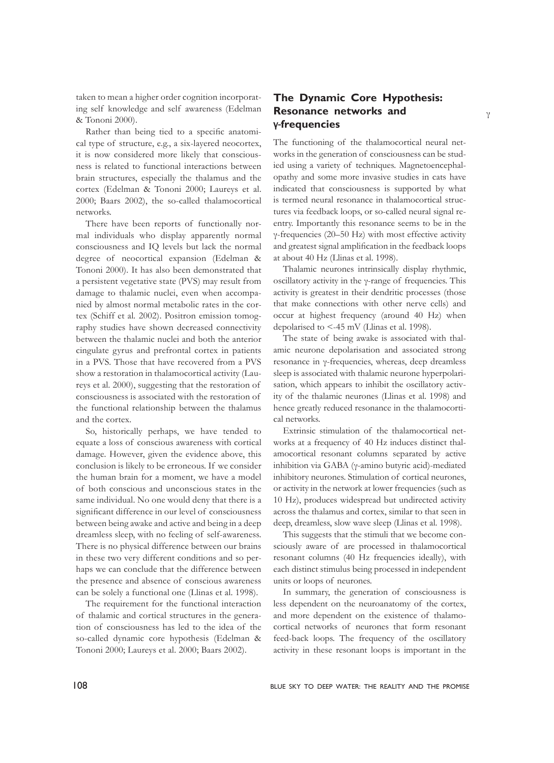taken to mean a higher order cognition incorporating self knowledge and self awareness (Edelman & Tononi 2000).

Rather than being tied to a specific anatomical type of structure, e.g., a six-layered neocortex, it is now considered more likely that consciousness is related to functional interactions between brain structures, especially the thalamus and the cortex (Edelman & Tononi 2000; Laureys et al. 2000; Baars 2002), the so-called thalamocortical networks.

There have been reports of functionally normal individuals who display apparently normal consciousness and IQ levels but lack the normal degree of neocortical expansion (Edelman & Tononi 2000). It has also been demonstrated that a persistent vegetative state (PVS) may result from damage to thalamic nuclei, even when accompanied by almost normal metabolic rates in the cortex (Schiff et al. 2002). Positron emission tomography studies have shown decreased connectivity between the thalamic nuclei and both the anterior cingulate gyrus and prefrontal cortex in patients in a PVS. Those that have recovered from a PVS show a restoration in thalamocortical activity (Laureys et al. 2000), suggesting that the restoration of consciousness is associated with the restoration of the functional relationship between the thalamus and the cortex.

So, historically perhaps, we have tended to equate a loss of conscious awareness with cortical damage. However, given the evidence above, this conclusion is likely to be erroneous. If we consider the human brain for a moment, we have a model of both conscious and unconscious states in the same individual. No one would deny that there is a significant difference in our level of consciousness between being awake and active and being in a deep dreamless sleep, with no feeling of self-awareness. There is no physical difference between our brains in these two very different conditions and so perhaps we can conclude that the difference between the presence and absence of conscious awareness can be solely a functional one (Llinas et al. 1998).

The requirement for the functional interaction of thalamic and cortical structures in the generation of consciousness has led to the idea of the so-called dynamic core hypothesis (Edelman & Tononi 2000; Laureys et al. 2000; Baars 2002).

## The Dynamic Core Hypothesis: Resonance networks and γ-frequencies

The functioning of the thalamocortical neural networks in the generation of consciousness can be studied using a variety of techniques. Magnetoencephalopathy and some more invasive studies in cats have indicated that consciousness is supported by what is termed neural resonance in thalamocortical structures via feedback loops, or so-called neural signal re-entry. Importantly this resonance seems to be in the γ-frequencies (20–50 Hz) with most effective activity and greatest signal amplification in the feedback loops at about 40 Hz (Llinas et al. 1998).

Thalamic neurones intrinsically display rhythmic, oscillatory activity in the γ-range of frequencies. This activity is greatest in their dendritic processes (those that make connections with other nerve cells) and occur at highest frequency (around 40 Hz) when depolarised to <-45 mV (Llinas et al. 1998).

The state of being awake is associated with thalamic neurone depolarisation and associated strong resonance in γ-frequencies, whereas, deep dreamless sleep is associated with thalamic neurone hyperpolarisation, which appears to inhibit the oscillatory activity of the thalamic neurones (Llinas et al. 1998) and hence greatly reduced resonance in the thalamocortical networks.

Extrinsic stimulation of the thalamocortical networks at a frequency of 40 Hz induces distinct thalamocortical resonant columns separated by active inhibition via GABA (γ-amino butyric acid)-mediated inhibitory neurones. Stimulation of cortical neurones, or activity in the network at lower frequencies (such as 10 Hz), produces widespread but undirected activity across the thalamus and cortex, similar to that seen in deep, dreamless, slow wave sleep (Llinas et al. 1998).

This suggests that the stimuli that we become consciously aware of are processed in thalamocortical resonant columns (40 Hz frequencies ideally), with each distinct stimulus being processed in independent units or loops of neurones.

In summary, the generation of consciousness is less dependent on the neuroanatomy of the cortex, and more dependent on the existence of thalamocortical networks of neurones that form resonant feed-back loops. The frequency of the oscillatory activity in these resonant loops is important in the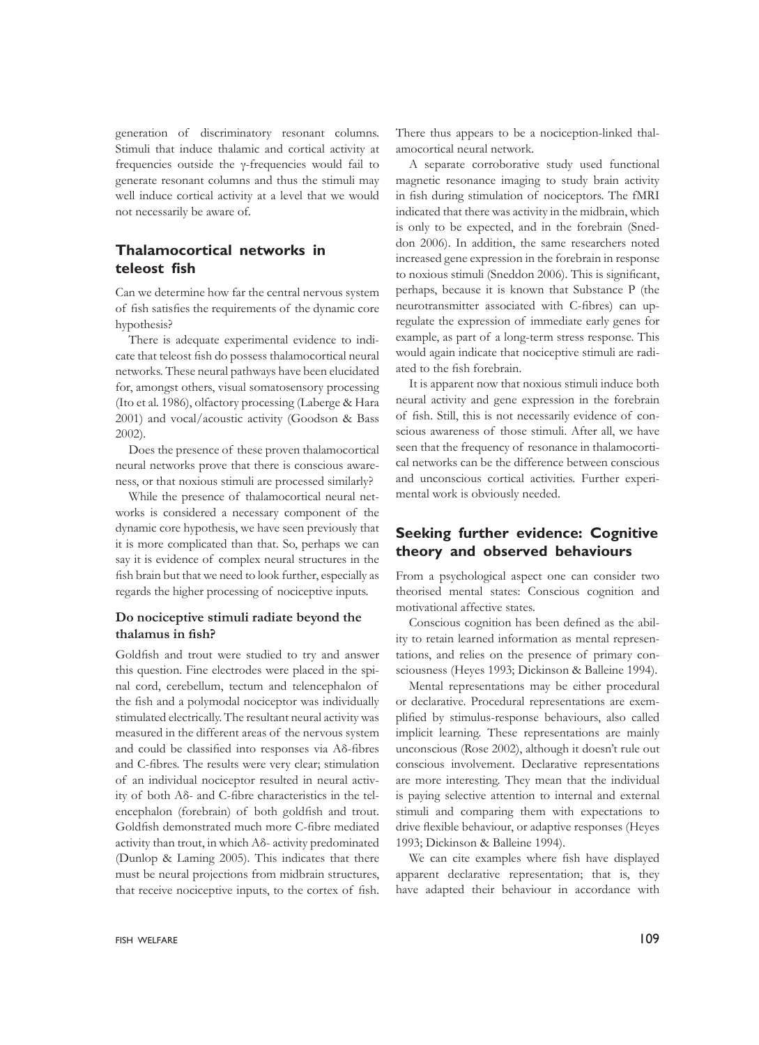generation of discriminatory resonant columns. Stimuli that induce thalamic and cortical activity at frequencies outside the γ-frequencies would fail to generate resonant columns and thus the stimuli may well induce cortical activity at a level that we would not necessarily be aware of.

## Thalamocortical networks in teleost fish

Can we determine how far the central nervous system of fish satisfies the requirements of the dynamic core hypothesis?

There is adequate experimental evidence to indicate that teleost fish do possess thalamocortical neural networks. These neural pathways have been elucidated for, amongst others, visual somatosensory processing (Ito et al. 1986), olfactory processing (Laberge & Hara 2001) and vocal/acoustic activity (Goodson & Bass 2002).

Does the presence of these proven thalamocortical neural networks prove that there is conscious awareness, or that noxious stimuli are processed similarly?

While the presence of thalamocortical neural networks is considered a necessary component of the dynamic core hypothesis, we have seen previously that it is more complicated than that. So, perhaps we can say it is evidence of complex neural structures in the fish brain but that we need to look further, especially as regards the higher processing of nociceptive inputs.

### Do nociceptive stimuli radiate beyond the thalamus in fish?

Goldfish and trout were studied to try and answer this question. Fine electrodes were placed in the spinal cord, cerebellum, tectum and telencephalon of the fish and a polymodal nociceptor was individually stimulated electrically. The resultant neural activity was measured in the different areas of the nervous system and could be classified into responses via Aδ-fibres and C-fibres. The results were very clear; stimulation of an individual nociceptor resulted in neural activity of both Aδ- and C-fibre characteristics in the telencephalon (forebrain) of both goldfish and trout. Goldfish demonstrated much more C-fibre mediated activity than trout, in which Aδ- activity predominated (Dunlop & Laming 2005). This indicates that there must be neural projections from midbrain structures, that receive nociceptive inputs, to the cortex of fish. There thus appears to be a nociception-linked thalamocortical neural network.

A separate corroborative study used functional magnetic resonance imaging to study brain activity in fish during stimulation of nociceptors. The fMRI indicated that there was activity in the midbrain, which is only to be expected, and in the forebrain (Sneddon 2006). In addition, the same researchers noted increased gene expression in the forebrain in response to noxious stimuli (Sneddon 2006). This is significant, perhaps, because it is known that Substance P (the neurotransmitter associated with C-fibres) can upregulate the expression of immediate early genes for example, as part of a long-term stress response. This would again indicate that nociceptive stimuli are radiated to the fish forebrain.

It is apparent now that noxious stimuli induce both neural activity and gene expression in the forebrain of fish. Still, this is not necessarily evidence of conscious awareness of those stimuli. After all, we have seen that the frequency of resonance in thalamocortical networks can be the difference between conscious and unconscious cortical activities. Further experimental work is obviously needed.

## Seeking further evidence: Cognitive theory and observed behaviours

From a psychological aspect one can consider two theorised mental states: Conscious cognition and motivational affective states.

Conscious cognition has been defined as the ability to retain learned information as mental representations, and relies on the presence of primary consciousness (Heyes 1993; Dickinson & Balleine 1994).

Mental representations may be either procedural or declarative. Procedural representations are exemplified by stimulus-response behaviours, also called implicit learning. These representations are mainly unconscious (Rose 2002), although it doesn't rule out conscious involvement. Declarative representations are more interesting. They mean that the individual is paying selective attention to internal and external stimuli and comparing them with expectations to drive flexible behaviour, or adaptive responses (Heyes 1993; Dickinson & Balleine 1994).

We can cite examples where fish have displayed apparent declarative representation; that is, they have adapted their behaviour in accordance with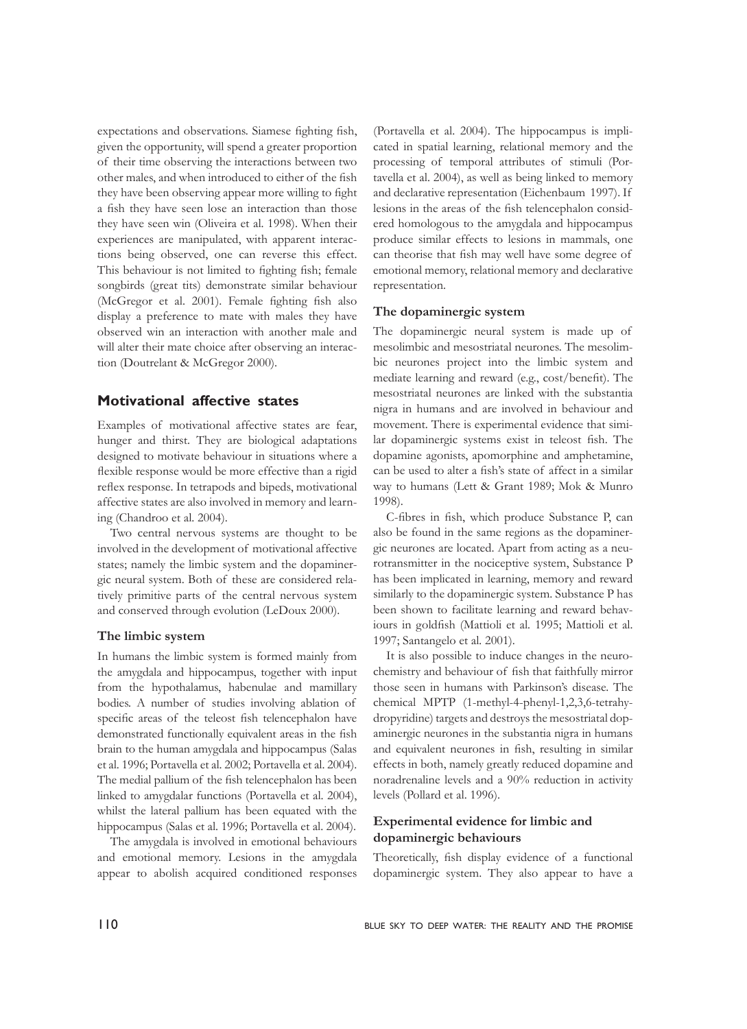expectations and observations. Siamese fighting fish, given the opportunity, will spend a greater proportion of their time observing the interactions between two other males, and when introduced to either of the fish they have been observing appear more willing to fight a fish they have seen lose an interaction than those they have seen win (Oliveira et al. 1998). When their experiences are manipulated, with apparent interactions being observed, one can reverse this effect. This behaviour is not limited to fighting fish; female songbirds (great tits) demonstrate similar behaviour (McGregor et al. 2001). Female fighting fish also display a preference to mate with males they have observed win an interaction with another male and will alter their mate choice after observing an interaction (Doutrelant & McGregor 2000).

## Motivational affective states

Examples of motivational affective states are fear, hunger and thirst. They are biological adaptations designed to motivate behaviour in situations where a flexible response would be more effective than a rigid reflex response. In tetrapods and bipeds, motivational affective states are also involved in memory and learning (Chandroo et al. 2004).

Two central nervous systems are thought to be involved in the development of motivational affective states; namely the limbic system and the dopaminergic neural system. Both of these are considered relatively primitive parts of the central nervous system and conserved through evolution (LeDoux 2000).

### The limbic system

In humans the limbic system is formed mainly from the amygdala and hippocampus, together with input from the hypothalamus, habenulae and mamillary bodies. A number of studies involving ablation of specific areas of the teleost fish telencephalon have demonstrated functionally equivalent areas in the fish brain to the human amygdala and hippocampus (Salas et al. 1996; Portavella et al. 2002; Portavella et al. 2004). The medial pallium of the fish telencephalon has been linked to amygdalar functions (Portavella et al. 2004), whilst the lateral pallium has been equated with the hippocampus (Salas et al. 1996; Portavella et al. 2004).

The amygdala is involved in emotional behaviours and emotional memory. Lesions in the amygdala appear to abolish acquired conditioned responses (Portavella et al. 2004). The hippocampus is implicated in spatial learning, relational memory and the processing of temporal attributes of stimuli (Portavella et al. 2004), as well as being linked to memory and declarative representation (Eichenbaum 1997). If lesions in the areas of the fish telencephalon considered homologous to the amygdala and hippocampus produce similar effects to lesions in mammals, one can theorise that fish may well have some degree of emotional memory, relational memory and declarative representation.

### The dopaminergic system

The dopaminergic neural system is made up of mesolimbic and mesostriatal neurones. The mesolimbic neurones project into the limbic system and mediate learning and reward (e.g., cost/benefit). The mesostriatal neurones are linked with the substantia nigra in humans and are involved in behaviour and movement. There is experimental evidence that similar dopaminergic systems exist in teleost fish. The dopamine agonists, apomorphine and amphetamine, can be used to alter a fish's state of affect in a similar way to humans (Lett & Grant 1989; Mok & Munro 1998).

C-fibres in fish, which produce Substance P, can also be found in the same regions as the dopaminergic neurones are located. Apart from acting as a neurotransmitter in the nociceptive system, Substance P has been implicated in learning, memory and reward similarly to the dopaminergic system. Substance P has been shown to facilitate learning and reward behaviours in goldfish (Mattioli et al. 1995; Mattioli et al. 1997; Santangelo et al. 2001).

It is also possible to induce changes in the neurochemistry and behaviour of fish that faithfully mirror those seen in humans with Parkinson's disease. The chemical MPTP (1-methyl-4-phenyl-1,2,3,6-tetrahydropyridine) targets and destroys the mesostriatal dopaminergic neurones in the substantia nigra in humans and equivalent neurones in fish, resulting in similar effects in both, namely greatly reduced dopamine and noradrenaline levels and a 90% reduction in activity levels (Pollard et al. 1996).

### Experimental evidence for limbic and dopaminergic behaviours

Theoretically, fish display evidence of a functional dopaminergic system. They also appear to have a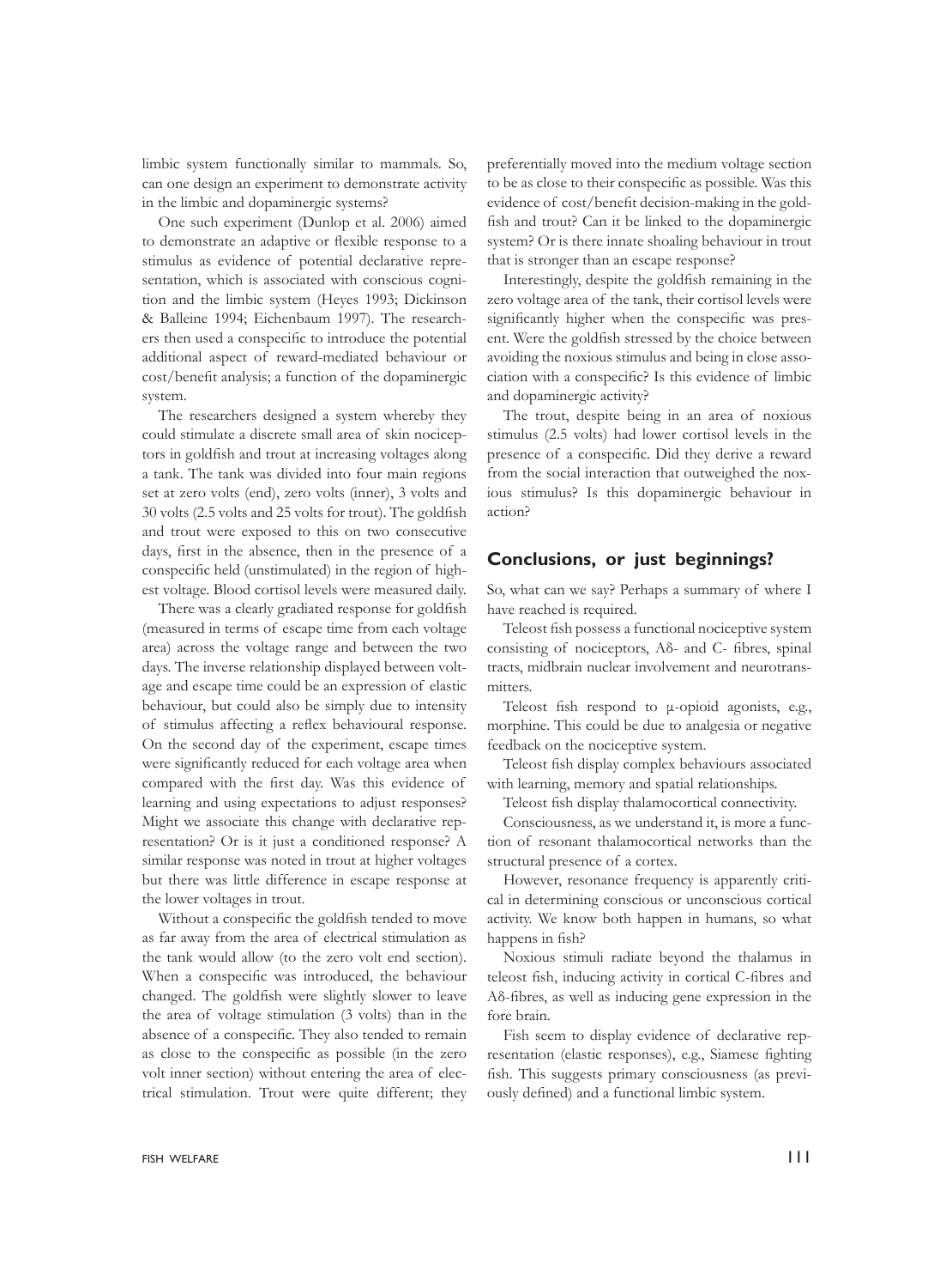limbic system functionally similar to mammals. So, can one design an experiment to demonstrate activity in the limbic and dopaminergic systems?

One such experiment (Dunlop et al. 2006) aimed to demonstrate an adaptive or flexible response to a stimulus as evidence of potential declarative representation, which is associated with conscious cognition and the limbic system (Heyes 1993; Dickinson & Balleine 1994; Eichenbaum 1997). The researchers then used a conspecific to introduce the potential additional aspect of reward-mediated behaviour or cost/benefit analysis; a function of the dopaminergic system.

The researchers designed a system whereby they could stimulate a discrete small area of skin nociceptors in goldfish and trout at increasing voltages along a tank. The tank was divided into four main regions set at zero volts (end), zero volts (inner), 3 volts and 30 volts (2.5 volts and 25 volts for trout). The goldfish and trout were exposed to this on two consecutive days, first in the absence, then in the presence of a conspecific held (unstimulated) in the region of highest voltage. Blood cortisol levels were measured daily.

There was a clearly gradiated response for goldfish (measured in terms of escape time from each voltage area) across the voltage range and between the two days. The inverse relationship displayed between voltage and escape time could be an expression of elastic behaviour, but could also be simply due to intensity of stimulus affecting a reflex behavioural response. On the second day of the experiment, escape times were significantly reduced for each voltage area when compared with the first day. Was this evidence of learning and using expectations to adjust responses? Might we associate this change with declarative representation? Or is it just a conditioned response? A similar response was noted in trout at higher voltages but there was little difference in escape response at the lower voltages in trout.

Without a conspecific the goldfish tended to move as far away from the area of electrical stimulation as the tank would allow (to the zero volt end section). When a conspecific was introduced, the behaviour changed. The goldfish were slightly slower to leave the area of voltage stimulation (3 volts) than in the absence of a conspecific. They also tended to remain as close to the conspecific as possible (in the zero volt inner section) without entering the area of electrical stimulation. Trout were quite different; they preferentially moved into the medium voltage section to be as close to their conspecific as possible. Was this evidence of cost/benefit decision-making in the goldfish and trout? Can it be linked to the dopaminergic system? Or is there innate shoaling behaviour in trout that is stronger than an escape response?

Interestingly, despite the goldfish remaining in the zero voltage area of the tank, their cortisol levels were significantly higher when the conspecific was present. Were the goldfish stressed by the choice between avoiding the noxious stimulus and being in close association with a conspecific? Is this evidence of limbic and dopaminergic activity?

The trout, despite being in an area of noxious stimulus (2.5 volts) had lower cortisol levels in the presence of a conspecific. Did they derive a reward from the social interaction that outweighed the noxious stimulus? Is this dopaminergic behaviour in action?

## Conclusions, or just beginnings?

So, what can we say? Perhaps a summary of where I have reached is required.

Teleost fish possess a functional nociceptive system consisting of nociceptors, Aδ- and C- fibres, spinal tracts, midbrain nuclear involvement and neurotransmitters.

Teleost fish respond to μ-opioid agonists, e.g., morphine. This could be due to analgesia or negative feedback on the nociceptive system.

Teleost fish display complex behaviours associated with learning, memory and spatial relationships.

Teleost fish display thalamocortical connectivity.

Consciousness, as we understand it, is more a function of resonant thalamocortical networks than the structural presence of a cortex.

However, resonance frequency is apparently critical in determining conscious or unconscious cortical activity. We know both happen in humans, so what happens in fish?

Noxious stimuli radiate beyond the thalamus in teleost fish, inducing activity in cortical C-fibres and Aδ-fibres, as well as inducing gene expression in the fore brain.

Fish seem to display evidence of declarative representation (elastic responses), e.g., Siamese fighting fish. This suggests primary consciousness (as previously defined) and a functional limbic system.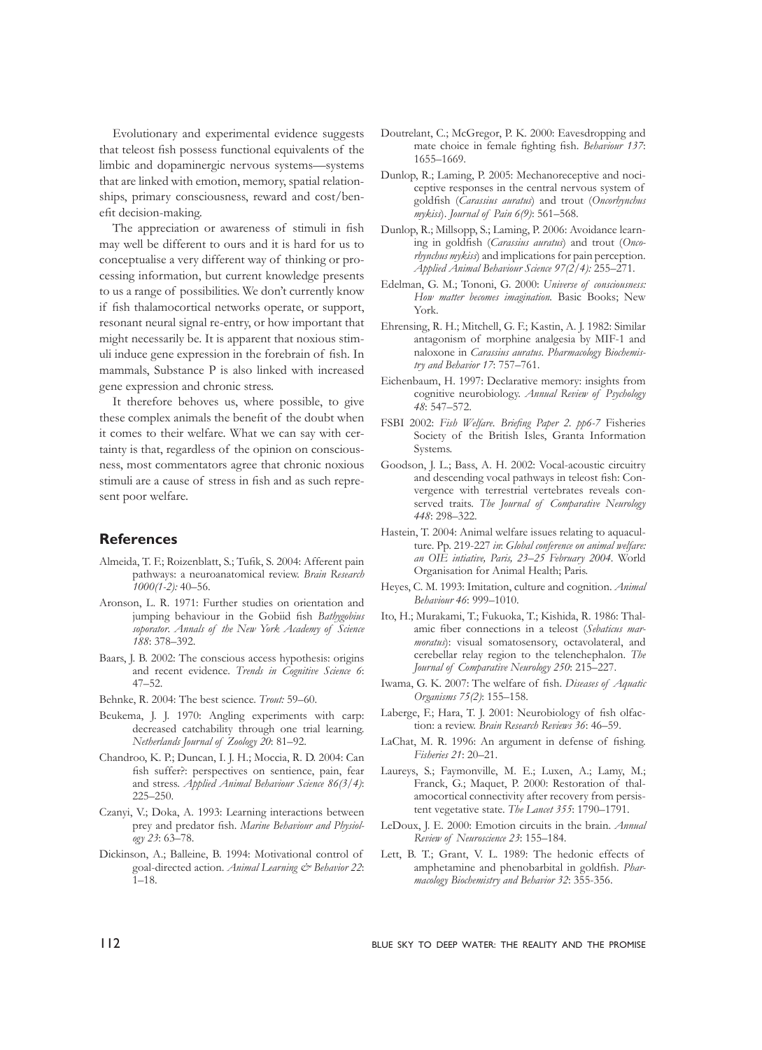Evolutionary and experimental evidence suggests that teleost fish possess functional equivalents of the limbic and dopaminergic nervous systems—systems that are linked with emotion, memory, spatial relationships, primary consciousness, reward and cost/benefit decision-making.

The appreciation or awareness of stimuli in fish may well be different to ours and it is hard for us to conceptualise a very different way of thinking or processing information, but current knowledge presents to us a range of possibilities. We don't currently know if fish thalamocortical networks operate, or support, resonant neural signal re-entry, or how important that might necessarily be. It is apparent that noxious stimuli induce gene expression in the forebrain of fish. In mammals, Substance P is also linked with increased gene expression and chronic stress.

It therefore behoves us, where possible, to give these complex animals the benefit of the doubt when it comes to their welfare. What we can say with certainty is that, regardless of the opinion on consciousness, most commentators agree that chronic noxious stimuli are a cause of stress in fish and as such represent poor welfare.

## References

Almeida, T. F.; Roizenblatt, S.; Tufik, S. 2004: Afferent pain pathways: a neuroanatomical review. *Brain Research 1000(1-2):* 40–56.

Aronson, L. R. 1971: Further studies on orientation and jumping behaviour in the Gobiid fish *Bathygobius soporator*. *Annals of the New York Academy of Science 188*: 378–392.

Baars, J. B. 2002: The conscious access hypothesis: origins and recent evidence. *Trends in Cognitive Science 6*: 47–52.

Behnke, R. 2004: The best science. *Trout:* 59–60.

Beukema, J. J. 1970: Angling experiments with carp: decreased catchability through one trial learning. *Netherlands Journal of Zoology 20*: 81–92.

Chandroo, K. P.; Duncan, I. J. H.; Moccia, R. D. 2004: Can fish suffer?: perspectives on sentience, pain, fear and stress. *Applied Animal Behaviour Science 86(3/4)*: 225–250.

Czanyi, V.; Doka, A. 1993: Learning interactions between prey and predator fish. *Marine Behaviour and Physiology 23*: 63–78.

Dickinson, A.; Balleine, B. 1994: Motivational control of goal-directed action. *Animal Learning & Behavior 22*: 1–18.

Doutrelant, C.; McGregor, P. K. 2000: Eavesdropping and mate choice in female fighting fish. *Behaviour 137*: 1655–1669.

Dunlop, R.; Laming, P. 2005: Mechanoreceptive and nociceptive responses in the central nervous system of goldfish (*Carassius auratus*) and trout (*Oncorhynchus mykiss*). *Journal of Pain 6(9)*: 561–568.

Dunlop, R.; Millsopp, S.; Laming, P. 2006: Avoidance learning in goldfish (*Carassius auratus*) and trout (*Oncorhynchus mykiss*) and implications for pain perception. *Applied Animal Behaviour Science 97(2/4):* 255–271.

Edelman, G. M.; Tononi, G. 2000: *Universe of consciousness: How matter becomes imagination.* Basic Books; New York.

Ehrensing, R. H.; Mitchell, G. F.; Kastin, A. J. 1982: Similar antagonism of morphine analgesia by MIF-1 and naloxone in *Carassius auratus*. *Pharmacology Biochemistry and Behavior 17*: 757–761.

Eichenbaum, H. 1997: Declarative memory: insights from cognitive neurobiology. *Annual Review of Psychology 48*: 547–572.

FSBI 2002: *Fish Welfare. Briefing Paper 2. pp6-7* Fisheries Society of the British Isles, Granta Information Systems.

Goodson, J. L.; Bass, A. H. 2002: Vocal-acoustic circuitry and descending vocal pathways in teleost fish: Convergence with terrestrial vertebrates reveals conserved traits. *The Journal of Comparative Neurology 448*: 298–322.

Hastein, T. 2004: Animal welfare issues relating to aquaculture. Pp. 219-227 *in*: *Global conference on animal welfare: an OIE intiative, Paris, 23–25 February 2004*. World Organisation for Animal Health; Paris.

Heyes, C. M. 1993: Imitation, culture and cognition. *Animal Behaviour 46*: 999–1010.

Ito, H.; Murakami, T.; Fukuoka, T.; Kishida, R. 1986: Thalamic fiber connections in a teleost (*Sebaticus marmoratus*): visual somatosensory, octavolateral, and cerebellar relay region to the telenchephalon. *The Journal of Comparative Neurology 250*: 215–227.

Iwama, G. K. 2007: The welfare of fish. *Diseases of Aquatic Organisms 75(2)*: 155–158.

Laberge, F.; Hara, T. J. 2001: Neurobiology of fish olfaction: a review. *Brain Research Reviews 36*: 46–59.

LaChat, M. R. 1996: An argument in defense of fishing. *Fisheries 21*: 20–21.

Laureys, S.; Faymonville, M. E.; Luxen, A.; Lamy, M.; Franck, G.; Maquet, P. 2000: Restoration of thalamocortical connectivity after recovery from persistent vegetative state. *The Lancet 355*: 1790–1791.

LeDoux, J. E. 2000: Emotion circuits in the brain. *Annual Review of Neuroscience 23*: 155–184.

Lett, B. T.; Grant, V. L. 1989: The hedonic effects of amphetamine and phenobarbital in goldfish. *Pharmacology Biochemistry and Behavior 32*: 355-356.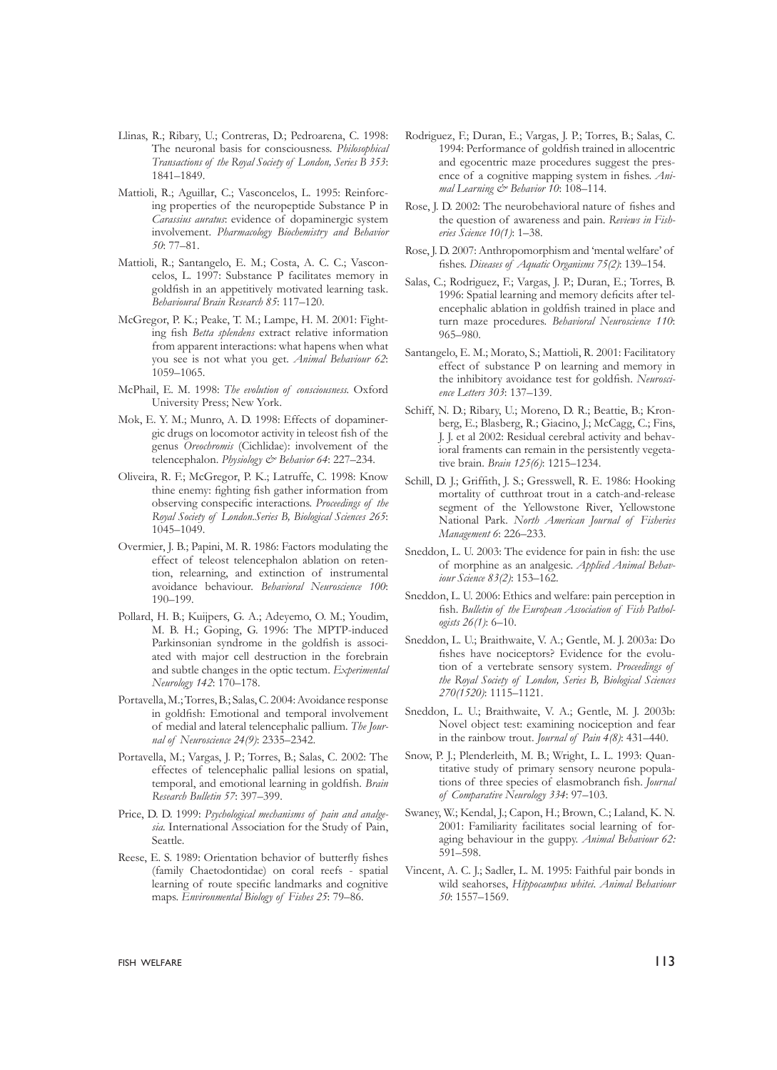Llinas, R.; Ribary, U.; Contreras, D.; Pedroarena, C. 1998: The neuronal basis for consciousness. *Philosophical Transactions of the Royal Society of London, Series B 353*: 1841–1849.

Mattioli, R.; Aguillar, C.; Vasconcelos, L. 1995: Reinforcing properties of the neuropeptide Substance P in *Carassius auratus*: evidence of dopaminergic system involvement. *Pharmacology Biochemistry and Behavior 50*: 77–81.

Mattioli, R.; Santangelo, E. M.; Costa, A. C. C.; Vasconcelos, L. 1997: Substance P facilitates memory in goldfish in an appetitively motivated learning task. *Behavioural Brain Research 85*: 117–120.

McGregor, P. K.; Peake, T. M.; Lampe, H. M. 2001: Fighting fish *Betta splendens* extract relative information from apparent interactions: what hapens when what you see is not what you get. *Animal Behaviour 62*: 1059–1065.

McPhail, E. M. 1998: *The evolution of consciousness.* Oxford University Press; New York.

Mok, E. Y. M.; Munro, A. D. 1998: Effects of dopaminergic drugs on locomotor activity in teleost fish of the genus *Oreochromis* (Cichlidae): involvement of the telencephalon. *Physiology & Behavior 64*: 227–234.

Oliveira, R. F.; McGregor, P. K.; Latruffe, C. 1998: Know thine enemy: fighting fish gather information from observing conspecific interactions. *Proceedings of the Royal Society of London.Series B, Biological Sciences 265*: 1045–1049.

Overmier, J. B.; Papini, M. R. 1986: Factors modulating the effect of teleost telencephalon ablation on retention, relearning, and extinction of instrumental avoidance behaviour. *Behavioral Neuroscience 100*: 190–199.

Pollard, H. B.; Kuijpers, G. A.; Adeyemo, O. M.; Youdim, M. B. H.; Goping, G. 1996: The MPTP-induced Parkinsonian syndrome in the goldfish is associated with major cell destruction in the forebrain and subtle changes in the optic tectum. *Experimental Neurology 142*: 170–178.

Portavella, M.; Torres, B.; Salas, C. 2004: Avoidance response in goldfish: Emotional and temporal involvement of medial and lateral telencephalic pallium. *The Journal of Neuroscience 24(9)*: 2335–2342.

Portavella, M.; Vargas, J. P.; Torres, B.; Salas, C. 2002: The effectes of telencephalic pallial lesions on spatial, temporal, and emotional learning in goldfish. *Brain Research Bulletin 57*: 397–399.

Price, D. D. 1999: *Psychological mechanisms of pain and analgesia.* International Association for the Study of Pain, Seattle.

Reese, E. S. 1989: Orientation behavior of butterfly fishes (family Chaetodontidae) on coral reefs - spatial learning of route specific landmarks and cognitive maps. *Environmental Biology of Fishes 25*: 79–86.

Rodriguez, F.; Duran, E.; Vargas, J. P.; Torres, B.; Salas, C. 1994: Performance of goldfish trained in allocentric and egocentric maze procedures suggest the presence of a cognitive mapping system in fishes. *Animal Learning & Behavior 10*: 108–114.

Rose, J. D. 2002: The neurobehavioral nature of fishes and the question of awareness and pain. *Reviews in Fisheries Science 10(1)*: 1–38.

Rose, J. D. 2007: Anthropomorphism and 'mental welfare' of fishes. *Diseases of Aquatic Organisms 75(2)*: 139–154.

Salas, C.; Rodriguez, F.; Vargas, J. P.; Duran, E.; Torres, B. 1996: Spatial learning and memory deficits after telencephalic ablation in goldfish trained in place and turn maze procedures. *Behavioral Neuroscience 110*: 965–980.

Santangelo, E. M.; Morato, S.; Mattioli, R. 2001: Facilitatory effect of substance P on learning and memory in the inhibitory avoidance test for goldfish. *Neuroscience Letters 303*: 137–139.

Schiff, N. D.; Ribary, U.; Moreno, D. R.; Beattie, B.; Kronberg, E.; Blasberg, R.; Giacino, J.; McCagg, C.; Fins, J. J. et al 2002: Residual cerebral activity and behavioral framents can remain in the persistently vegetative brain. *Brain 125(6)*: 1215–1234.

Schill, D. J.; Griffith, J. S.; Gresswell, R. E. 1986: Hooking mortality of cutthroat trout in a catch-and-release segment of the Yellowstone River, Yellowstone National Park. *North American Journal of Fisheries Management 6*: 226–233.

Sneddon, L. U. 2003: The evidence for pain in fish: the use of morphine as an analgesic. *Applied Animal Behaviour Science 83(2)*: 153–162.

Sneddon, L. U. 2006: Ethics and welfare: pain perception in fish. *Bulletin of the European Association of Fish Pathologists 26(1)*: 6–10.

Sneddon, L. U.; Braithwaite, V. A.; Gentle, M. J. 2003a: Do fishes have nociceptors? Evidence for the evolution of a vertebrate sensory system. *Proceedings of the Royal Society of London, Series B, Biological Sciences 270(1520)*: 1115–1121.

Sneddon, L. U.; Braithwaite, V. A.; Gentle, M. J. 2003b: Novel object test: examining nociception and fear in the rainbow trout. *Journal of Pain 4(8)*: 431–440.

Snow, P. J.; Plenderleith, M. B.; Wright, L. L. 1993: Quantitative study of primary sensory neurone populations of three species of elasmobranch fish. *Journal of Comparative Neurology 334*: 97–103.

Swaney, W.; Kendal, J.; Capon, H.; Brown, C.; Laland, K. N. 2001: Familiarity facilitates social learning of foraging behaviour in the guppy. *Animal Behaviour 62:* 591–598.

Vincent, A. C. J.; Sadler, L. M. 1995: Faithful pair bonds in wild seahorses, *Hippocampus whitei*. *Animal Behaviour 50*: 1557–1569.